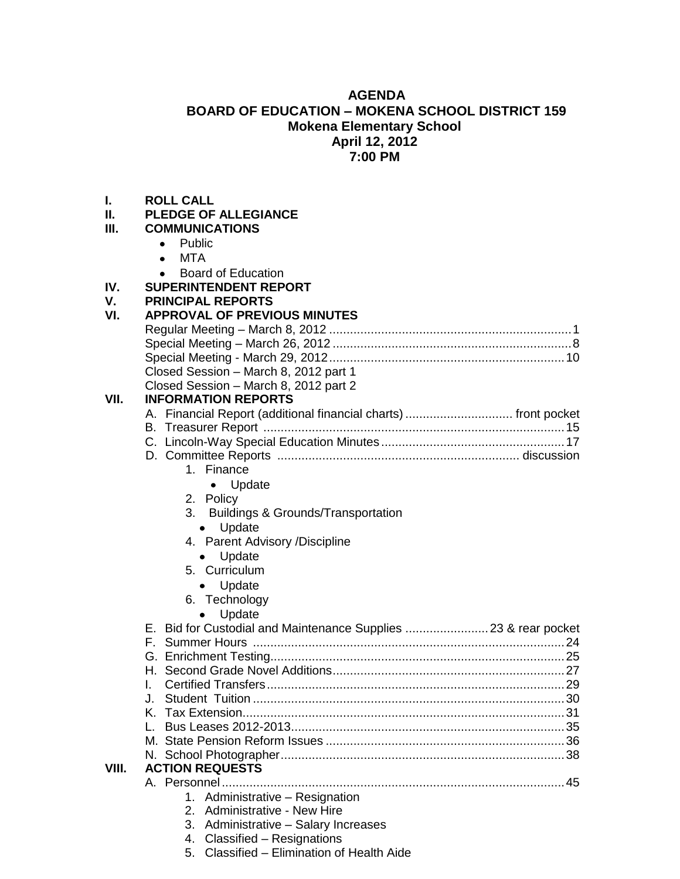# AGENDA
## BOARD OF EDUCATION – MOKENA SCHOOL DISTRICT 159
### Mokena Elementary School
### April 12, 2012
### 7:00 PM

**I. ROLL CALL**

**II. PLEDGE OF ALLEGIANCE**

**III. COMMUNICATIONS**
- Public
- MTA
- Board of Education

**IV. SUPERINTENDENT REPORT**

**V. PRINCIPAL REPORTS**

**VI. APPROVAL OF PREVIOUS MINUTES**

Regular Meeting – March 8, 2012 .......... 1
Special Meeting – March 26, 2012 .......... 8
Special Meeting - March 29, 2012 .......... 10
Closed Session – March 8, 2012 part 1
Closed Session – March 8, 2012 part 2

**VII. INFORMATION REPORTS**

A. Financial Report (additional financial charts) .......... front pocket
B. Treasurer Report .......... 15
C. Lincoln-Way Special Education Minutes .......... 17
D. Committee Reports .......... discussion
   1. Finance
      - Update
   2. Policy
   3. Buildings & Grounds/Transportation
      - Update
   4. Parent Advisory /Discipline
      - Update
   5. Curriculum
      - Update
   6. Technology
      - Update

E. Bid for Custodial and Maintenance Supplies .......... 23 & rear pocket
F. Summer Hours .......... 24
G. Enrichment Testing .......... 25
H. Second Grade Novel Additions .......... 27
I. Certified Transfers .......... 29
J. Student Tuition .......... 30
K. Tax Extension .......... 31
L. Bus Leases 2012-2013 .......... 35
M. State Pension Reform Issues .......... 36
N. School Photographer .......... 38

**VIII. ACTION REQUESTS**

A. Personnel .......... 45
   1. Administrative – Resignation
   2. Administrative - New Hire
   3. Administrative – Salary Increases
   4. Classified – Resignations
   5. Classified – Elimination of Health Aide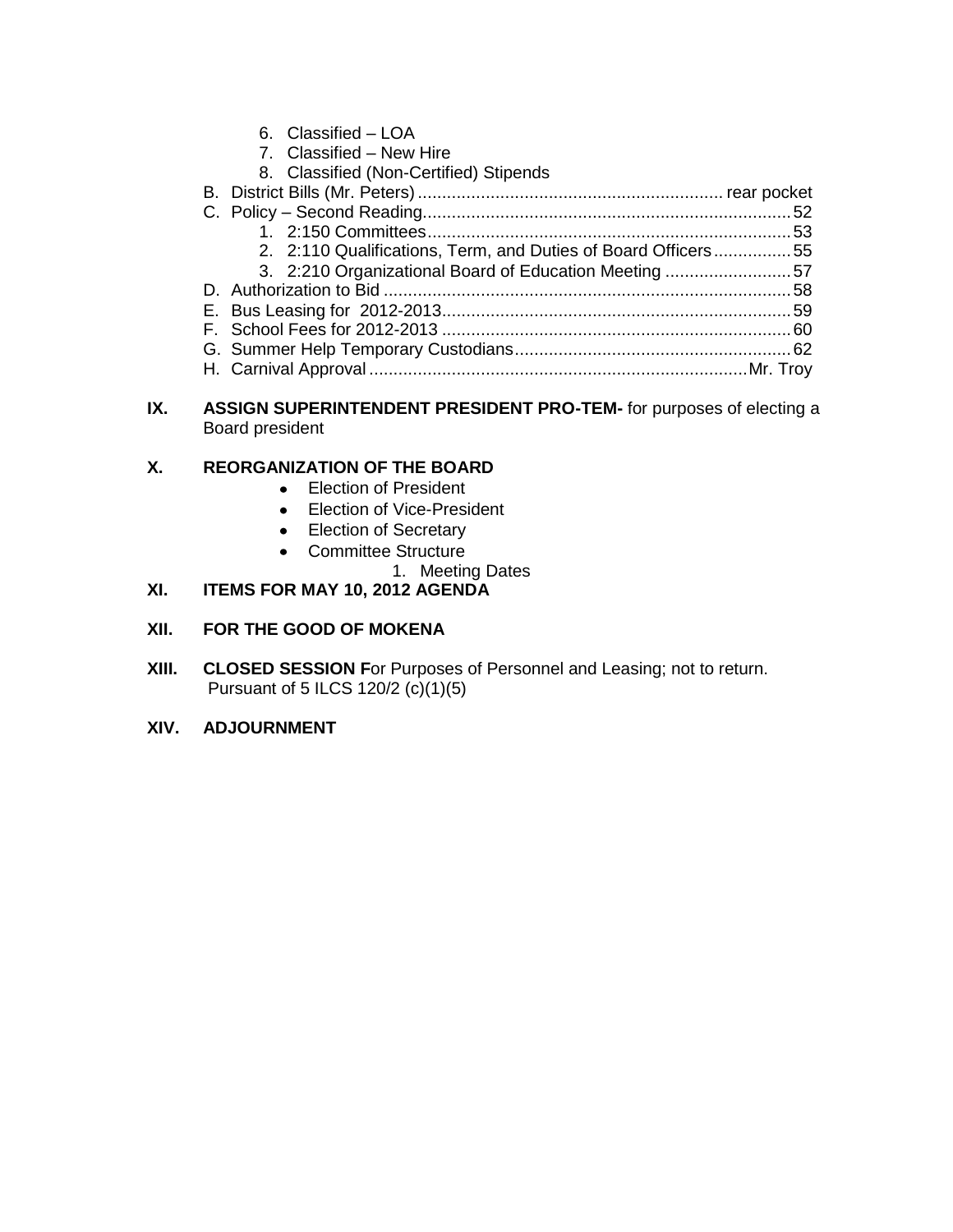6. Classified – LOA
7. Classified – New Hire
8. Classified (Non-Certified) Stipends

B. District Bills (Mr. Peters) .............................................................. rear pocket
C. Policy – Second Reading............................................................................ 52
   1. 2:150 Committees.......................................................................... 53
   2. 2:110 Qualifications, Term, and Duties of Board Officers................ 55
   3. 2:210 Organizational Board of Education Meeting .......................... 57
D. Authorization to Bid .................................................................................... 58
E. Bus Leasing for 2012-2013........................................................................ 59
F. School Fees for 2012-2013 ........................................................................ 60
G. Summer Help Temporary Custodians......................................................... 62
H. Carnival Approval .............................................................................Mr. Troy

**IX. ASSIGN SUPERINTENDENT PRESIDENT PRO-TEM-** for purposes of electing a Board president

**X. REORGANIZATION OF THE BOARD**

- Election of President
- Election of Vice-President
- Election of Secretary
- Committee Structure
  1. Meeting Dates

**XI. ITEMS FOR MAY 10, 2012 AGENDA**

**XII. FOR THE GOOD OF MOKENA**

**XIII. CLOSED SESSION F**or Purposes of Personnel and Leasing; not to return. Pursuant of 5 ILCS 120/2 (c)(1)(5)

**XIV. ADJOURNMENT**